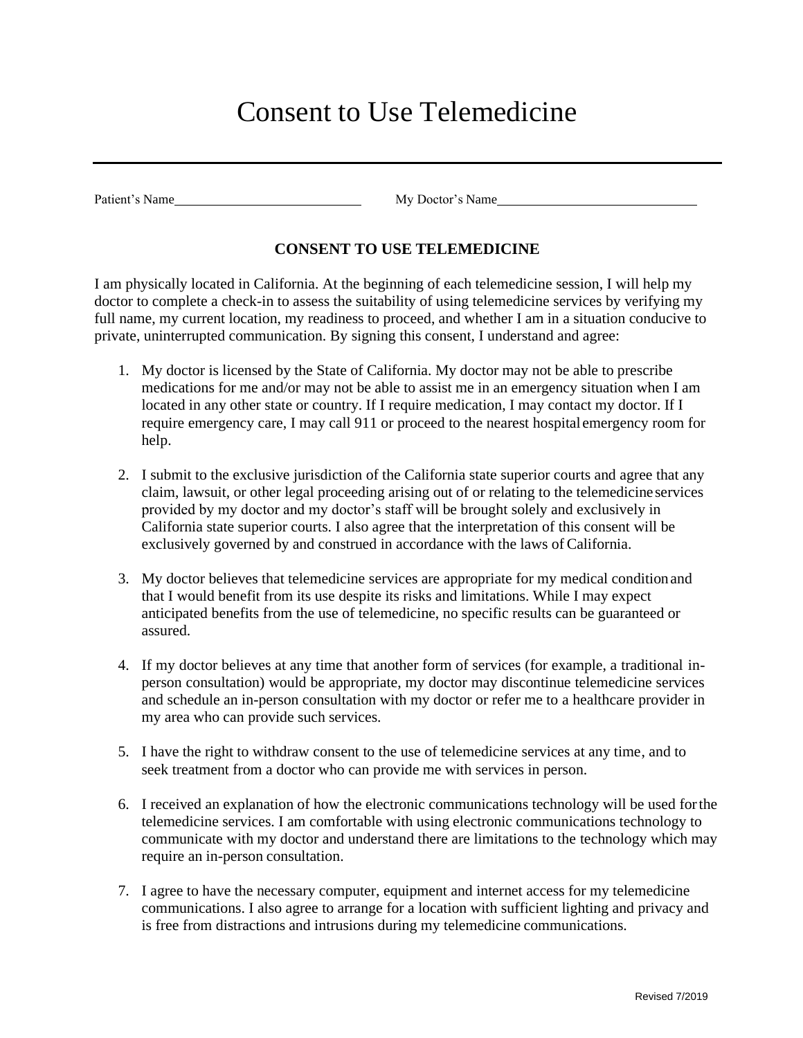# Consent to Use Telemedicine

Patient's Name\_\_\_\_\_\_\_\_\_\_\_\_\_\_\_\_\_\_\_\_\_\_\_\_\_\_\_\_ My Doctor's Name\_\_\_\_\_\_\_\_\_\_\_\_\_\_\_\_\_\_\_\_\_\_\_\_\_\_\_\_\_\_

## CONSENT TO USE TELEMEDICINE

I am physically located in California. At the beginning of each telemedicine session, I will help my doctor to complete a check-in to assess the suitability of using telemedicine services by verifying my full name, my current location, my readiness to proceed, and whether I am in a situation conducive to private, uninterrupted communication. By signing this consent, I understand and agree:

1. My doctor is licensed by the State of California. My doctor may not be able to prescribe medications for me and/or may not be able to assist me in an emergency situation when I am located in any other state or country. If I require medication, I may contact my doctor. If I require emergency care, I may call 911 or proceed to the nearest hospital emergency room for help.

2. I submit to the exclusive jurisdiction of the California state superior courts and agree that any claim, lawsuit, or other legal proceeding arising out of or relating to the telemedicine services provided by my doctor and my doctor's staff will be brought solely and exclusively in California state superior courts. I also agree that the interpretation of this consent will be exclusively governed by and construed in accordance with the laws of California.

3. My doctor believes that telemedicine services are appropriate for my medical condition and that I would benefit from its use despite its risks and limitations. While I may expect anticipated benefits from the use of telemedicine, no specific results can be guaranteed or assured.

4. If my doctor believes at any time that another form of services (for example, a traditional in-person consultation) would be appropriate, my doctor may discontinue telemedicine services and schedule an in-person consultation with my doctor or refer me to a healthcare provider in my area who can provide such services.

5. I have the right to withdraw consent to the use of telemedicine services at any time, and to seek treatment from a doctor who can provide me with services in person.

6. I received an explanation of how the electronic communications technology will be used for the telemedicine services. I am comfortable with using electronic communications technology to communicate with my doctor and understand there are limitations to the technology which may require an in-person consultation.

7. I agree to have the necessary computer, equipment and internet access for my telemedicine communications. I also agree to arrange for a location with sufficient lighting and privacy and is free from distractions and intrusions during my telemedicine communications.

Revised 7/2019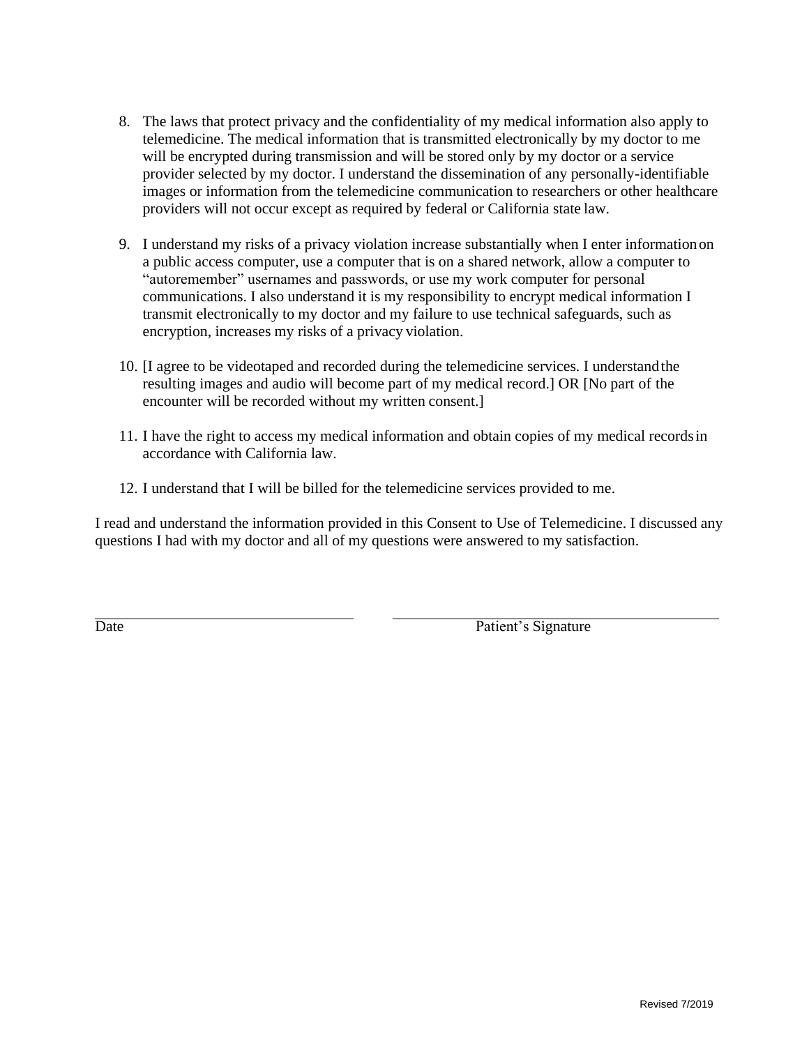8. The laws that protect privacy and the confidentiality of my medical information also apply to telemedicine. The medical information that is transmitted electronically by my doctor to me will be encrypted during transmission and will be stored only by my doctor or a service provider selected by my doctor. I understand the dissemination of any personally-identifiable images or information from the telemedicine communication to researchers or other healthcare providers will not occur except as required by federal or California state law.

9. I understand my risks of a privacy violation increase substantially when I enter information on a public access computer, use a computer that is on a shared network, allow a computer to "autoremember" usernames and passwords, or use my work computer for personal communications. I also understand it is my responsibility to encrypt medical information I transmit electronically to my doctor and my failure to use technical safeguards, such as encryption, increases my risks of a privacy violation.

10. [I agree to be videotaped and recorded during the telemedicine services. I understand the resulting images and audio will become part of my medical record.] OR [No part of the encounter will be recorded without my written consent.]

11. I have the right to access my medical information and obtain copies of my medical records in accordance with California law.

12. I understand that I will be billed for the telemedicine services provided to me.

I read and understand the information provided in this Consent to Use of Telemedicine. I discussed any questions I had with my doctor and all of my questions were answered to my satisfaction.

\_\_\_\_\_\_\_\_\_\_\_\_\_\_\_\_\_\_\_\_\_\_\_\_\_\_\_\_\_\_ \_\_\_\_\_\_\_\_\_\_\_\_\_\_\_\_\_\_\_\_\_\_\_\_\_\_\_\_\_\_

Date Patient's Signature

Revised 7/2019